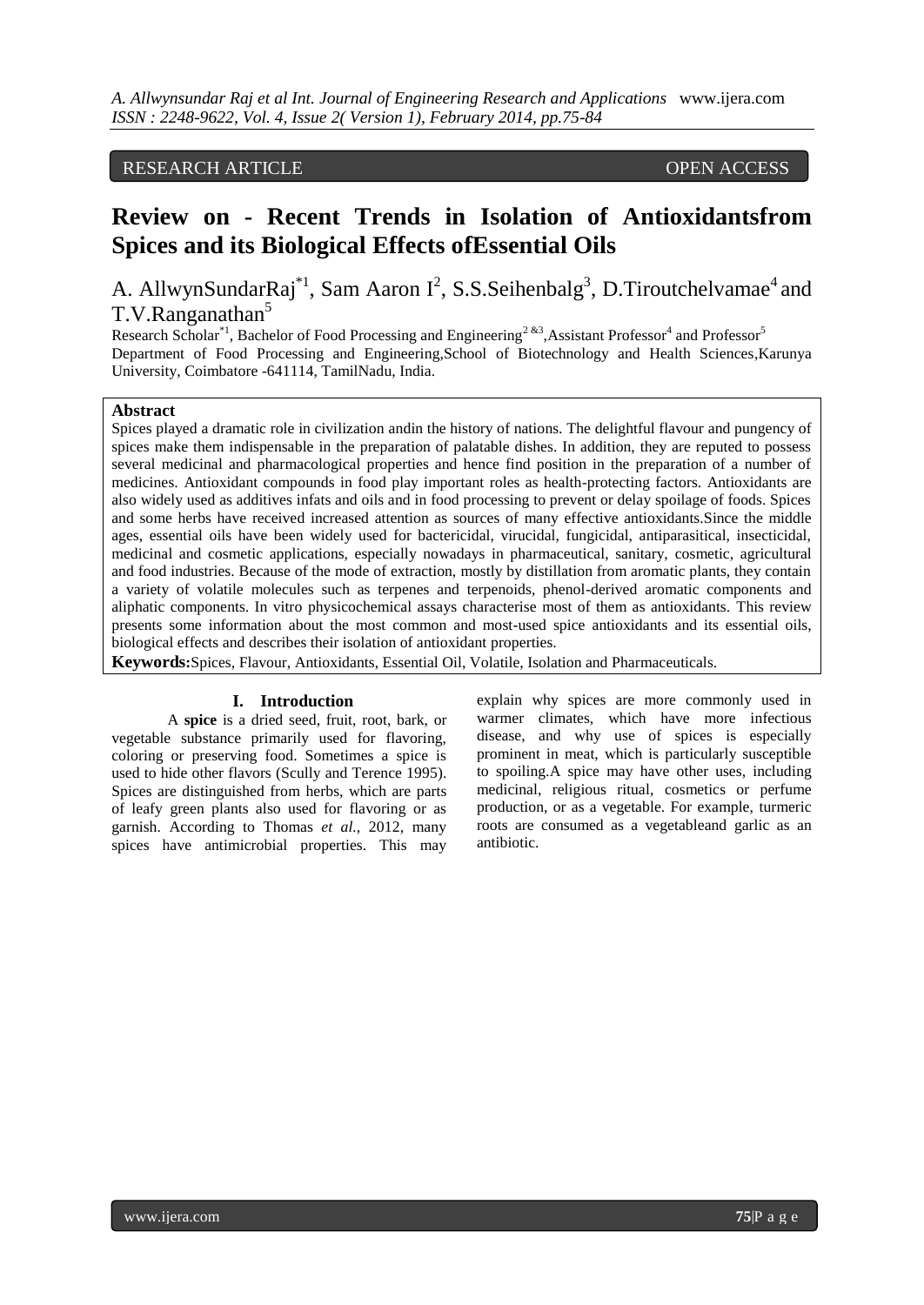RESEARCH ARTICLE OPEN ACCESS

# Review on - Recent Trends in Isolation of Antioxidantsfrom Spices and its Biological Effects ofEssential Oils

A. AllwynSundarRaj[*1], Sam Aaron I[2], S.S.Seihenbalg[3], D.Tiroutchelvamae[4] and T.V.Ranganathan[5]

Research Scholar[*1], Bachelor of Food Processing and Engineering[2 &3], Assistant Professor[4] and Professor[5]
Department of Food Processing and Engineering,School of Biotechnology and Health Sciences,Karunya University, Coimbatore -641114, TamilNadu, India.

**Abstract**

Spices played a dramatic role in civilization andin the history of nations. The delightful flavour and pungency of spices make them indispensable in the preparation of palatable dishes. In addition, they are reputed to possess several medicinal and pharmacological properties and hence find position in the preparation of a number of medicines. Antioxidant compounds in food play important roles as health-protecting factors. Antioxidants are also widely used as additives infats and oils and in food processing to prevent or delay spoilage of foods. Spices and some herbs have received increased attention as sources of many effective antioxidants.Since the middle ages, essential oils have been widely used for bactericidal, virucidal, fungicidal, antiparasitical, insecticidal, medicinal and cosmetic applications, especially nowadays in pharmaceutical, sanitary, cosmetic, agricultural and food industries. Because of the mode of extraction, mostly by distillation from aromatic plants, they contain a variety of volatile molecules such as terpenes and terpenoids, phenol-derived aromatic components and aliphatic components. In vitro physicochemical assays characterise most of them as antioxidants. This review presents some information about the most common and most-used spice antioxidants and its essential oils, biological effects and describes their isolation of antioxidant properties.

**Keywords:**Spices, Flavour, Antioxidants, Essential Oil, Volatile, Isolation and Pharmaceuticals.

## I. Introduction

A **spice** is a dried seed, fruit, root, bark, or vegetable substance primarily used for flavoring, coloring or preserving food. Sometimes a spice is used to hide other flavors (Scully and Terence 1995). Spices are distinguished from herbs, which are parts of leafy green plants also used for flavoring or as garnish. According to Thomas *et al.,* 2012, many spices have antimicrobial properties. This may explain why spices are more commonly used in warmer climates, which have more infectious disease, and why use of spices is especially prominent in meat, which is particularly susceptible to spoiling.A spice may have other uses, including medicinal, religious ritual, cosmetics or perfume production, or as a vegetable. For example, turmeric roots are consumed as a vegetableand garlic as an antibiotic.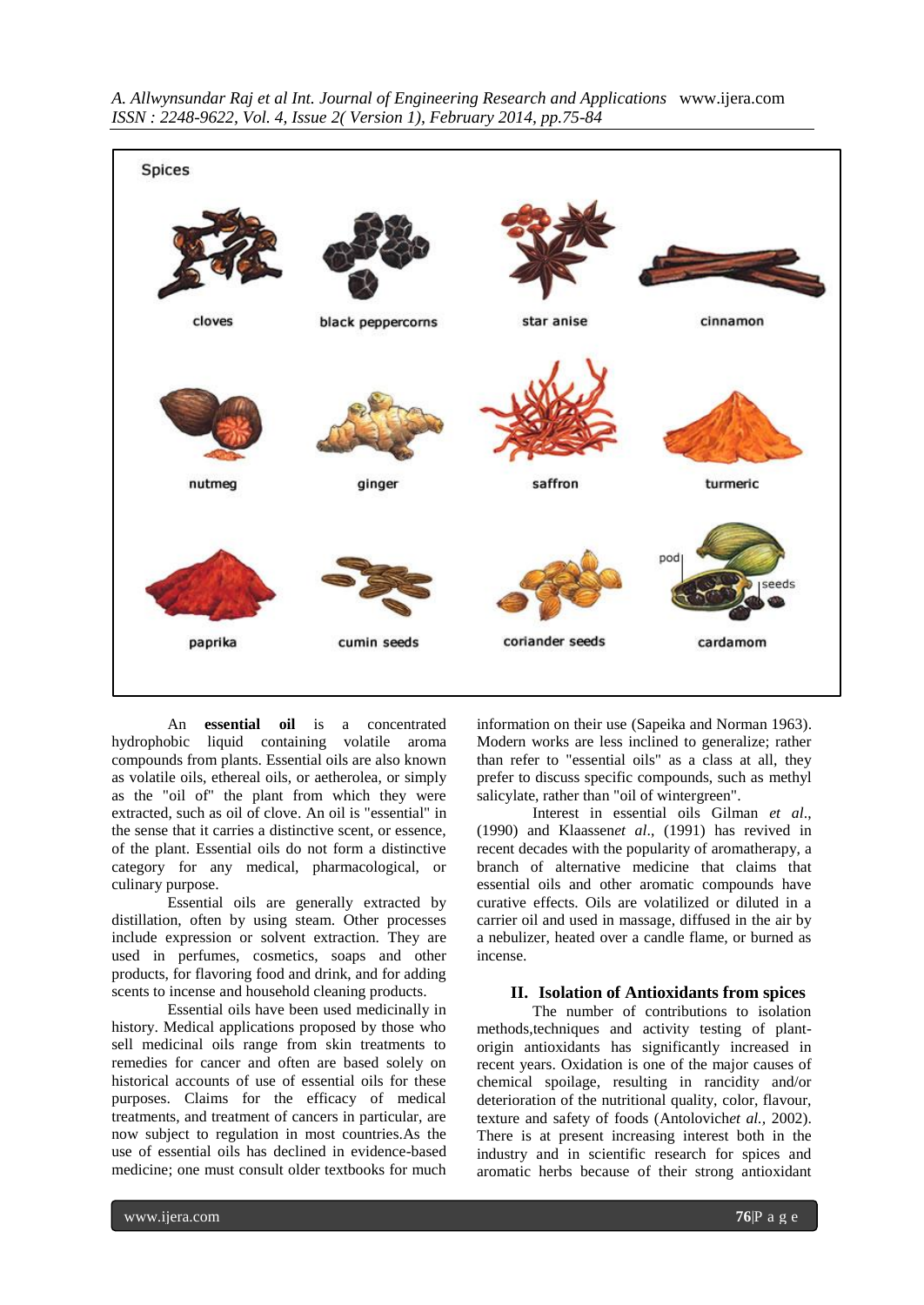An **essential oil** is a concentrated hydrophobic liquid containing volatile aroma compounds from plants. Essential oils are also known as volatile oils, ethereal oils, or aetherolea, or simply as the "oil of" the plant from which they were extracted, such as oil of clove. An oil is "essential" in the sense that it carries a distinctive scent, or essence, of the plant. Essential oils do not form a distinctive category for any medical, pharmacological, or culinary purpose.

Essential oils are generally extracted by distillation, often by using steam. Other processes include expression or solvent extraction. They are used in perfumes, cosmetics, soaps and other products, for flavoring food and drink, and for adding scents to incense and household cleaning products.

Essential oils have been used medicinally in history. Medical applications proposed by those who sell medicinal oils range from skin treatments to remedies for cancer and often are based solely on historical accounts of use of essential oils for these purposes. Claims for the efficacy of medical treatments, and treatment of cancers in particular, are now subject to regulation in most countries.As the use of essential oils has declined in evidence-based medicine; one must consult older textbooks for much information on their use (Sapeika and Norman 1963). Modern works are less inclined to generalize; rather than refer to "essential oils" as a class at all, they prefer to discuss specific compounds, such as methyl salicylate, rather than "oil of wintergreen".

Interest in essential oils Gilman *et al*., (1990) and Klaassen*et al*., (1991) has revived in recent decades with the popularity of aromatherapy, a branch of alternative medicine that claims that essential oils and other aromatic compounds have curative effects. Oils are volatilized or diluted in a carrier oil and used in massage, diffused in the air by a nebulizer, heated over a candle flame, or burned as incense.

## II. Isolation of Antioxidants from spices

The number of contributions to isolation methods,techniques and activity testing of plant-origin antioxidants has significantly increased in recent years. Oxidation is one of the major causes of chemical spoilage, resulting in rancidity and/or deterioration of the nutritional quality, color, flavour, texture and safety of foods (Antolovich*et al.,* 2002). There is at present increasing interest both in the industry and in scientific research for spices and aromatic herbs because of their strong antioxidant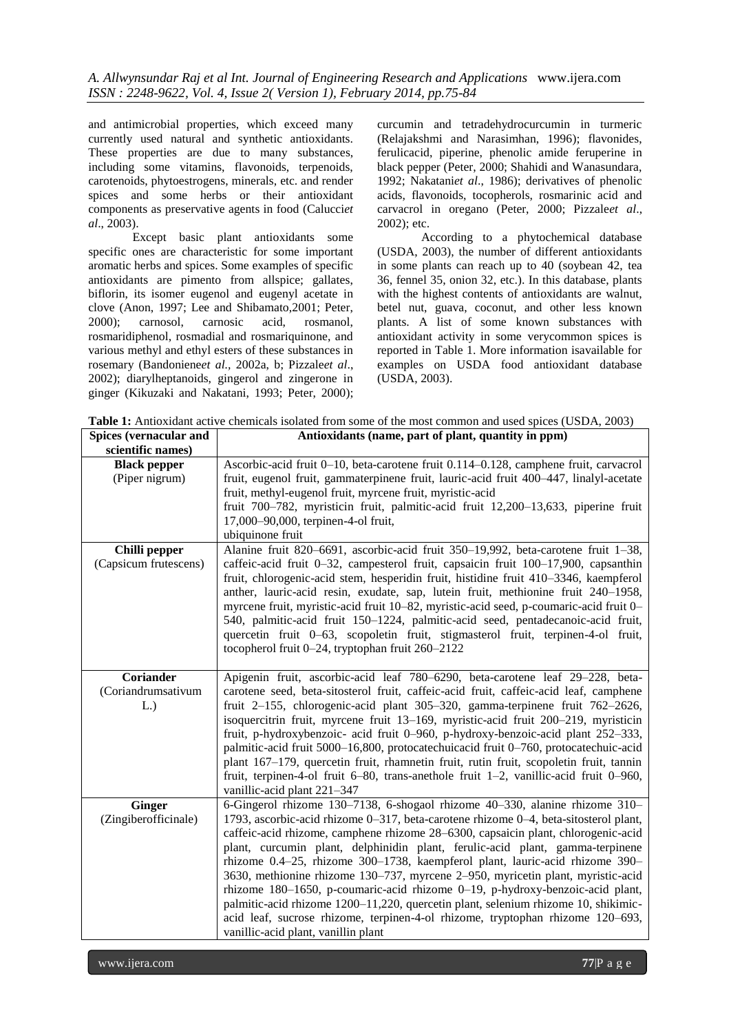and antimicrobial properties, which exceed many currently used natural and synthetic antioxidants. These properties are due to many substances, including some vitamins, flavonoids, terpenoids, carotenoids, phytoestrogens, minerals, etc. and render spices and some herbs or their antioxidant components as preservative agents in food (Calucci*et al*., 2003).

Except basic plant antioxidants some specific ones are characteristic for some important aromatic herbs and spices. Some examples of specific antioxidants are pimento from allspice; gallates, biflorin, its isomer eugenol and eugenyl acetate in clove (Anon, 1997; Lee and Shibamato,2001; Peter, 2000); carnosol, carnosic acid, rosmanol, rosmaridiphenol, rosmadial and rosmariquinone, and various methyl and ethyl esters of these substances in rosemary (Bandoniene*et al*., 2002a, b; Pizzale*et al*., 2002); diarylheptanoids, gingerol and zingerone in ginger (Kikuzaki and Nakatani, 1993; Peter, 2000); curcumin and tetradehydrocurcumin in turmeric (Relajakshmi and Narasimhan, 1996); flavonides, ferulicacid, piperine, phenolic amide feruperine in black pepper (Peter, 2000; Shahidi and Wanasundara, 1992; Nakatani*et al*., 1986); derivatives of phenolic acids, flavonoids, tocopherols, rosmarinic acid and carvacrol in oregano (Peter, 2000; Pizzale*et al*., 2002); etc.

According to a phytochemical database (USDA, 2003), the number of different antioxidants in some plants can reach up to 40 (soybean 42, tea 36, fennel 35, onion 32, etc.). In this database, plants with the highest contents of antioxidants are walnut, betel nut, guava, coconut, and other less known plants. A list of some known substances with antioxidant activity in some verycommon spices is reported in Table 1. More information isavailable for examples on USDA food antioxidant database (USDA, 2003).

**Table 1:** Antioxidant active chemicals isolated from some of the most common and used spices (USDA, 2003)

| Spices (vernacular and scientific names) | Antioxidants (name, part of plant, quantity in ppm) |
|---|---|
| **Black pepper** (Piper nigrum) | Ascorbic-acid fruit 0–10, beta-carotene fruit 0.114–0.128, camphene fruit, carvacrol fruit, eugenol fruit, gammaterpinene fruit, lauric-acid fruit 400–447, linalyl-acetate fruit, methyl-eugenol fruit, myrcene fruit, myristic-acid fruit 700–782, myristicin fruit, palmitic-acid fruit 12,200–13,633, piperine fruit 17,000–90,000, terpinen-4-ol fruit, ubiquinone fruit |
| **Chilli pepper** (Capsicum frutescens) | Alanine fruit 820–6691, ascorbic-acid fruit 350–19,992, beta-carotene fruit 1–38, caffeic-acid fruit 0–32, campesterol fruit, capsaicin fruit 100–17,900, capsanthin fruit, chlorogenic-acid stem, hesperidin fruit, histidine fruit 410–3346, kaempferol anther, lauric-acid resin, exudate, sap, lutein fruit, methionine fruit 240–1958, myrcene fruit, myristic-acid fruit 10–82, myristic-acid seed, p-coumaric-acid fruit 0–540, palmitic-acid fruit 150–1224, palmitic-acid seed, pentadecanoic-acid fruit, quercetin fruit 0–63, scopoletin fruit, stigmasterol fruit, terpinen-4-ol fruit, tocopherol fruit 0–24, tryptophan fruit 260–2122 |
| **Coriander** (Coriandrumsativum L.) | Apigenin fruit, ascorbic-acid leaf 780–6290, beta-carotene leaf 29–228, beta-carotene seed, beta-sitosterol fruit, caffeic-acid fruit, caffeic-acid leaf, camphene fruit 2–155, chlorogenic-acid plant 305–320, gamma-terpinene fruit 762–2626, isoquercitrin fruit, myrcene fruit 13–169, myristic-acid fruit 200–219, myristicin fruit, p-hydroxybenzoic- acid fruit 0–960, p-hydroxy-benzoic-acid plant 252–333, palmitic-acid fruit 5000–16,800, protocatechuicacid fruit 0–760, protocatechuic-acid plant 167–179, quercetin fruit, rhamnetin fruit, rutin fruit, scopoletin fruit, tannin fruit, terpinen-4-ol fruit 6–80, trans-anethole fruit 1–2, vanillic-acid fruit 0–960, vanillic-acid plant 221–347 |
| **Ginger** (Zingiberofficinale) | 6-Gingerol rhizome 130–7138, 6-shogaol rhizome 40–330, alanine rhizome 310–1793, ascorbic-acid rhizome 0–317, beta-carotene rhizome 0–4, beta-sitosterol plant, caffeic-acid rhizome, camphene rhizome 28–6300, capsaicin plant, chlorogenic-acid plant, curcumin plant, delphinidin plant, ferulic-acid plant, gamma-terpinene rhizome 0.4–25, rhizome 300–1738, kaempferol plant, lauric-acid rhizome 390–3630, methionine rhizome 130–737, myrcene 2–950, myricetin plant, myristic-acid rhizome 180–1650, p-coumaric-acid rhizome 0–19, p-hydroxy-benzoic-acid plant, palmitic-acid rhizome 1200–11,220, quercetin plant, selenium rhizome 10, shikimic-acid leaf, sucrose rhizome, terpinen-4-ol rhizome, tryptophan rhizome 120–693, vanillic-acid plant, vanillin plant |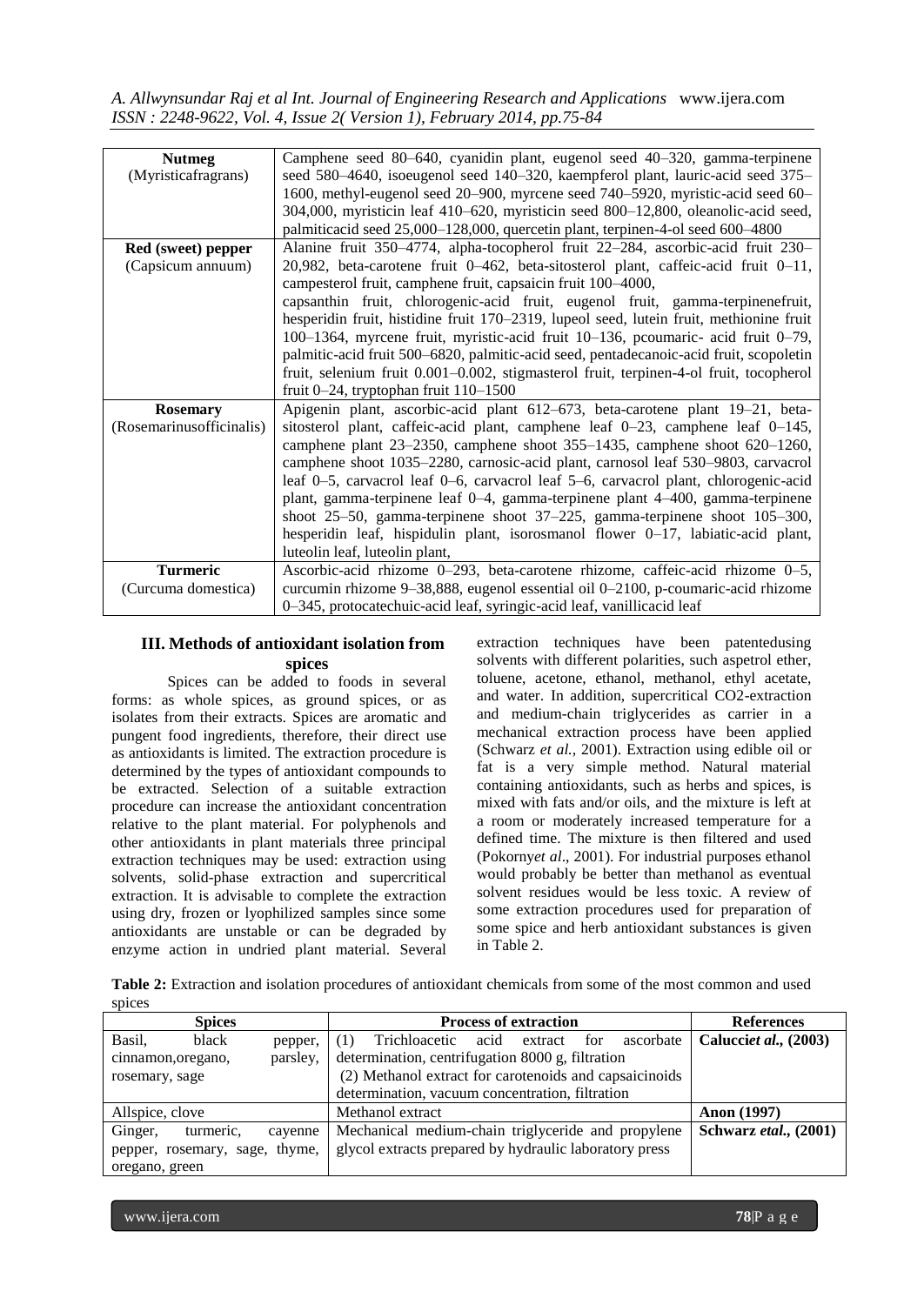| **Nutmeg** (Myristicafragrans) | Camphene seed 80–640, cyanidin plant, eugenol seed 40–320, gamma-terpinene seed 580–4640, isoeugenol seed 140–320, kaempferol plant, lauric-acid seed 375–1600, methyl-eugenol seed 20–900, myrcene seed 740–5920, myristic-acid seed 60–304,000, myristicin leaf 410–620, myristicin seed 800–12,800, oleanolic-acid seed, palmiticacid seed 25,000–128,000, quercetin plant, terpinen-4-ol seed 600–4800 |
|---|---|
| **Red (sweet) pepper** (Capsicum annuum) | Alanine fruit 350–4774, alpha-tocopherol fruit 22–284, ascorbic-acid fruit 230–20,982, beta-carotene fruit 0–462, beta-sitosterol plant, caffeic-acid fruit 0–11, campesterol fruit, camphene fruit, capsaicin fruit 100–4000, capsanthin fruit, chlorogenic-acid fruit, eugenol fruit, gamma-terpinenefruit, hesperidin fruit, histidine fruit 170–2319, lupeol seed, lutein fruit, methionine fruit 100–1364, myrcene fruit, myristic-acid fruit 10–136, pcoumaric- acid fruit 0–79, palmitic-acid fruit 500–6820, palmitic-acid seed, pentadecanoic-acid fruit, scopoletin fruit, selenium fruit 0.001–0.002, stigmasterol fruit, terpinen-4-ol fruit, tocopherol fruit 0–24, tryptophan fruit 110–1500 |
| **Rosemary** (Rosemarinusofficinalis) | Apigenin plant, ascorbic-acid plant 612–673, beta-carotene plant 19–21, beta-sitosterol plant, caffeic-acid plant, camphene leaf 0–23, camphene leaf 0–145, camphene plant 23–2350, camphene shoot 355–1435, camphene shoot 620–1260, camphene shoot 1035–2280, carnosic-acid plant, carnosol leaf 530–9803, carvacrol leaf 0–5, carvacrol leaf 0–6, carvacrol leaf 5–6, carvacrol plant, chlorogenic-acid plant, gamma-terpinene leaf 0–4, gamma-terpinene plant 4–400, gamma-terpinene shoot 25–50, gamma-terpinene shoot 37–225, gamma-terpinene shoot 105–300, hesperidin leaf, hispidulin plant, isorosmanol flower 0–17, labiatic-acid plant, luteolin leaf, luteolin plant, |
| **Turmeric** (Curcuma domestica) | Ascorbic-acid rhizome 0–293, beta-carotene rhizome, caffeic-acid rhizome 0–5, curcumin rhizome 9–38,888, eugenol essential oil 0–2100, p-coumaric-acid rhizome 0–345, protocatechuic-acid leaf, syringic-acid leaf, vanillicacid leaf |

## III. Methods of antioxidant isolation from spices

Spices can be added to foods in several forms: as whole spices, as ground spices, or as isolates from their extracts. Spices are aromatic and pungent food ingredients, therefore, their direct use as antioxidants is limited. The extraction procedure is determined by the types of antioxidant compounds to be extracted. Selection of a suitable extraction procedure can increase the antioxidant concentration relative to the plant material. For polyphenols and other antioxidants in plant materials three principal extraction techniques may be used: extraction using solvents, solid-phase extraction and supercritical extraction. It is advisable to complete the extraction using dry, frozen or lyophilized samples since some antioxidants are unstable or can be degraded by enzyme action in undried plant material. Several extraction techniques have been patentedusing solvents with different polarities, such aspetrol ether, toluene, acetone, ethanol, methanol, ethyl acetate, and water. In addition, supercritical $CO_2$-extraction and medium-chain triglycerides as carrier in a mechanical extraction process have been applied (Schwarz *et al.*, 2001). Extraction using edible oil or fat is a very simple method. Natural material containing antioxidants, such as herbs and spices, is mixed with fats and/or oils, and the mixture is left at a room or moderately increased temperature for a defined time. The mixture is then filtered and used (Pokorny*et al*., 2001). For industrial purposes ethanol would probably be better than methanol as eventual solvent residues would be less toxic. A review of some extraction procedures used for preparation of some spice and herb antioxidant substances is given in Table 2.

**Table 2:** Extraction and isolation procedures of antioxidant chemicals from some of the most common and used spices

| Spices | Process of extraction | References |
|---|---|---|
| Basil, black pepper, cinnamon,oregano, parsley, rosemary, sage | (1) Trichloacetic acid extract for ascorbate determination, centrifugation 8000 g, filtration (2) Methanol extract for carotenoids and capsaicinoids determination, vacuum concentration, filtration | **Calucci*et al.*, (2003)** |
| Allspice, clove | Methanol extract | **Anon (1997)** |
| Ginger, turmeric, cayenne pepper, rosemary, sage, thyme, oregano, green | Mechanical medium-chain triglyceride and propylene glycol extracts prepared by hydraulic laboratory press | **Schwarz *etal.*, (2001)** |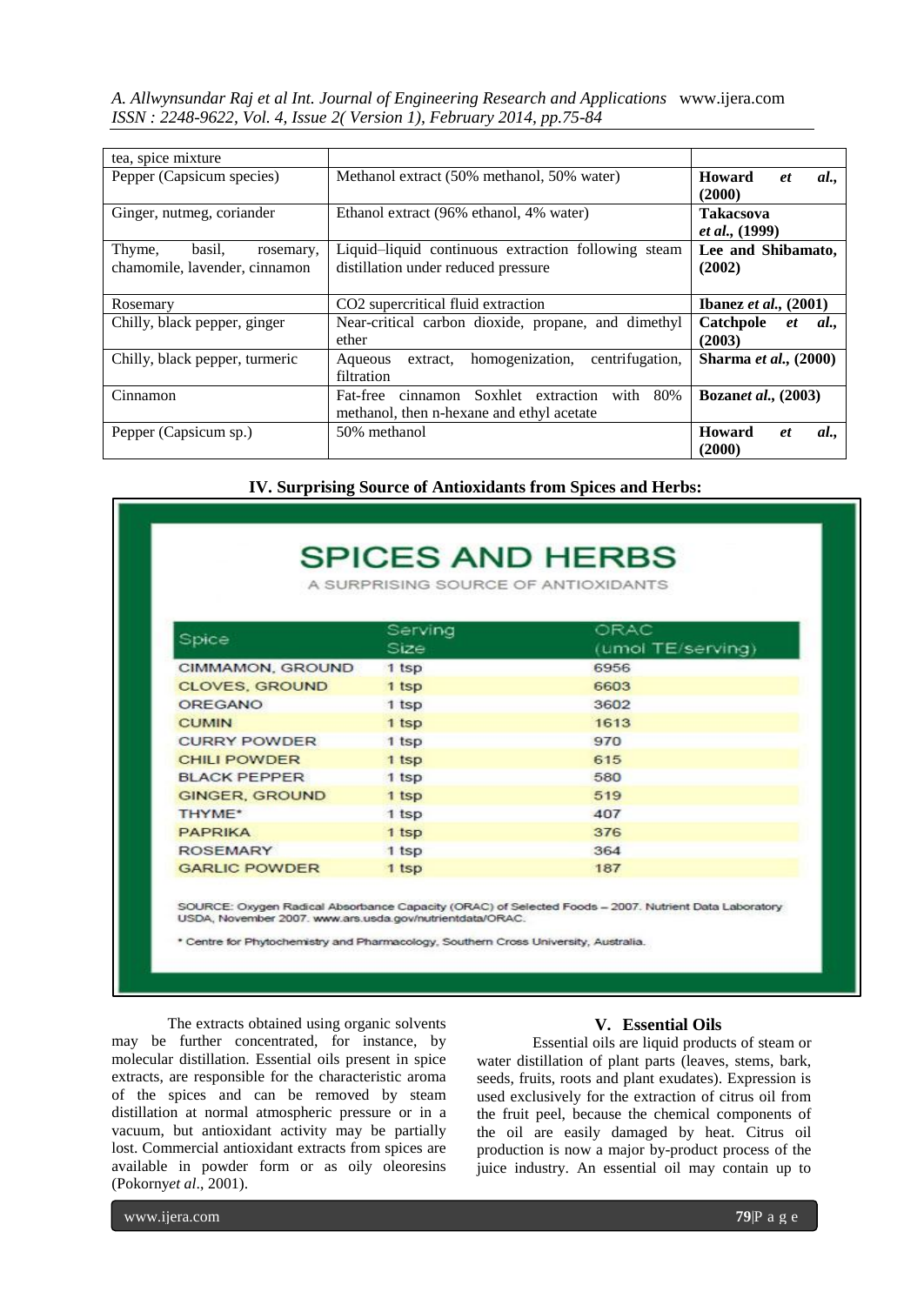| | | |
|---|---|---|
| tea, spice mixture | | |
| Pepper (Capsicum species) | Methanol extract (50% methanol, 50% water) | **Howard *et al.*, (2000)** |
| Ginger, nutmeg, coriander | Ethanol extract (96% ethanol, 4% water) | **Takacsova *et al.*, (1999)** |
| Thyme, basil, rosemary, chamomile, lavender, cinnamon | Liquid–liquid continuous extraction following steam distillation under reduced pressure | **Lee and Shibamato, (2002)** |
| Rosemary | CO2 supercritical fluid extraction | **Ibanez *et al.*, (2001)** |
| Chilly, black pepper, ginger | Near-critical carbon dioxide, propane, and dimethyl ether | **Catchpole *et al.*, (2003)** |
| Chilly, black pepper, turmeric | Aqueous extract, homogenization, centrifugation, filtration | **Sharma *et al.*, (2000)** |
| Cinnamon | Fat-free cinnamon Soxhlet extraction with 80% methanol, then n-hexane and ethyl acetate | **Bozan*et al.*, (2003)** |
| Pepper (Capsicum sp.) | 50% methanol | **Howard *et al.*, (2000)** |

### IV. Surprising Source of Antioxidants from Spices and Herbs:

**SPICES AND HERBS**

A SURPRISING SOURCE OF ANTIOXIDANTS

| Spice | Serving Size | ORAC (umol TE/serving) |
|---|---|---|
| CIMMAMON, GROUND | 1 tsp | 6956 |
| CLOVES, GROUND | 1 tsp | 6603 |
| OREGANO | 1 tsp | 3602 |
| CUMIN | 1 tsp | 1613 |
| CURRY POWDER | 1 tsp | 970 |
| CHILI POWDER | 1 tsp | 615 |
| BLACK PEPPER | 1 tsp | 580 |
| GINGER, GROUND | 1 tsp | 519 |
| THYME* | 1 tsp | 407 |
| PAPRIKA | 1 tsp | 376 |
| ROSEMARY | 1 tsp | 364 |
| GARLIC POWDER | 1 tsp | 187 |

SOURCE: Oxygen Radical Absorbance Capacity (ORAC) of Selected Foods – 2007. Nutrient Data Laboratory USDA, November 2007. www.ars.usda.gov/nutrientdata/ORAC.

* Centre for Phytochemistry and Pharmacology, Southern Cross University, Australia.

The extracts obtained using organic solvents may be further concentrated, for instance, by molecular distillation. Essential oils present in spice extracts, are responsible for the characteristic aroma of the spices and can be removed by steam distillation at normal atmospheric pressure or in a vacuum, but antioxidant activity may be partially lost. Commercial antioxidant extracts from spices are available in powder form or as oily oleoresins (Pokorny*et al*., 2001).

### V. Essential Oils

Essential oils are liquid products of steam or water distillation of plant parts (leaves, stems, bark, seeds, fruits, roots and plant exudates). Expression is used exclusively for the extraction of citrus oil from the fruit peel, because the chemical components of the oil are easily damaged by heat. Citrus oil production is now a major by-product process of the juice industry. An essential oil may contain up to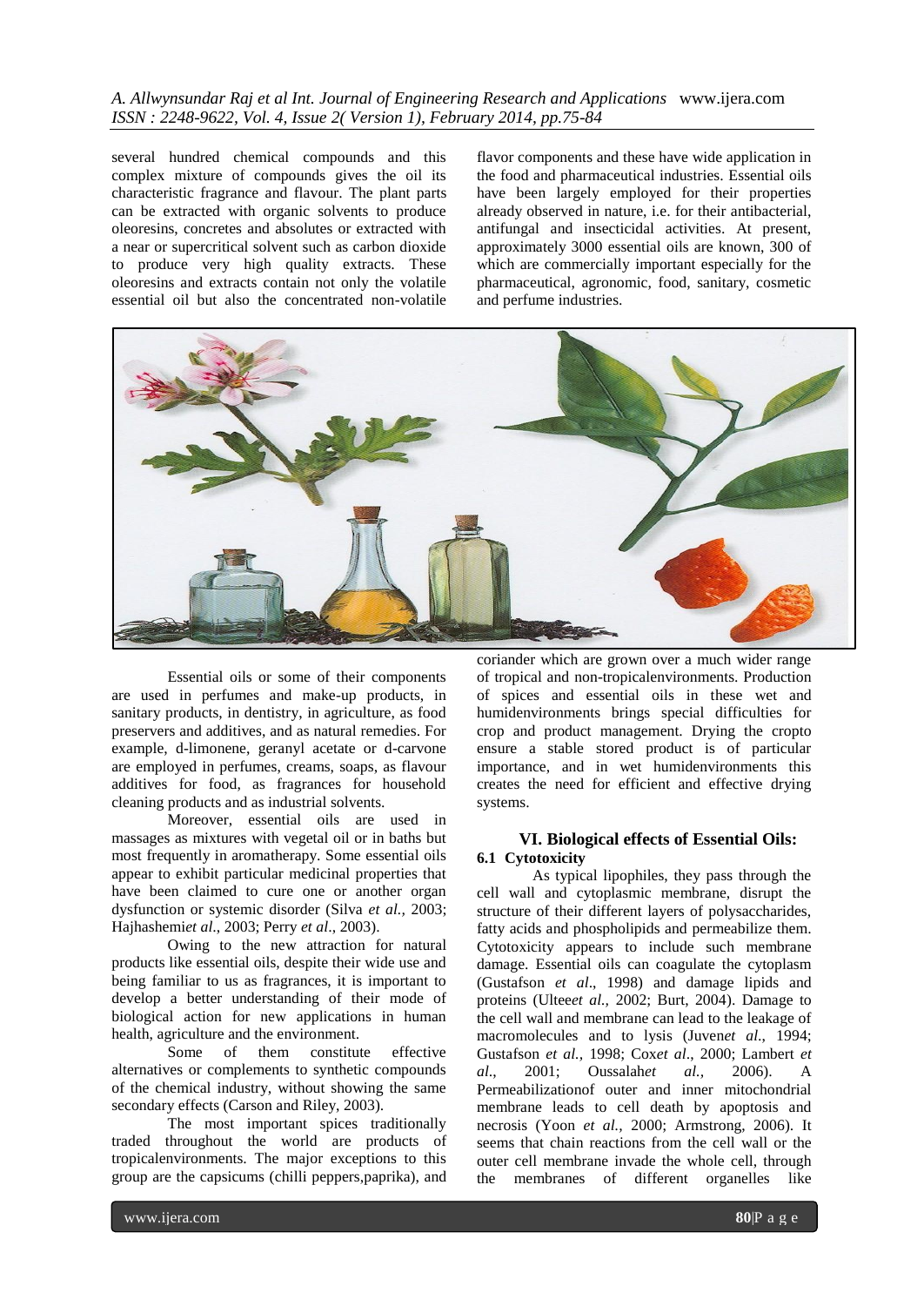several hundred chemical compounds and this complex mixture of compounds gives the oil its characteristic fragrance and flavour. The plant parts can be extracted with organic solvents to produce oleoresins, concretes and absolutes or extracted with a near or supercritical solvent such as carbon dioxide to produce very high quality extracts. These oleoresins and extracts contain not only the volatile essential oil but also the concentrated non-volatile flavor components and these have wide application in the food and pharmaceutical industries. Essential oils have been largely employed for their properties already observed in nature, i.e. for their antibacterial, antifungal and insecticidal activities. At present, approximately 3000 essential oils are known, 300 of which are commercially important especially for the pharmaceutical, agronomic, food, sanitary, cosmetic and perfume industries.

Essential oils or some of their components are used in perfumes and make-up products, in sanitary products, in dentistry, in agriculture, as food preservers and additives, and as natural remedies. For example, d-limonene, geranyl acetate or d-carvone are employed in perfumes, creams, soaps, as flavour additives for food, as fragrances for household cleaning products and as industrial solvents.

Moreover, essential oils are used in massages as mixtures with vegetal oil or in baths but most frequently in aromatherapy. Some essential oils appear to exhibit particular medicinal properties that have been claimed to cure one or another organ dysfunction or systemic disorder (Silva *et al.,* 2003; Hajhashemi*et al*., 2003; Perry *et al*., 2003).

Owing to the new attraction for natural products like essential oils, despite their wide use and being familiar to us as fragrances, it is important to develop a better understanding of their mode of biological action for new applications in human health, agriculture and the environment.

Some of them constitute effective alternatives or complements to synthetic compounds of the chemical industry, without showing the same secondary effects (Carson and Riley, 2003).

The most important spices traditionally traded throughout the world are products of tropicalenvironments. The major exceptions to this group are the capsicums (chilli peppers,paprika), and coriander which are grown over a much wider range of tropical and non-tropicalenvironments. Production of spices and essential oils in these wet and humidenvironments brings special difficulties for crop and product management. Drying the cropto ensure a stable stored product is of particular importance, and in wet humidenvironments this creates the need for efficient and effective drying systems.

## VI. Biological effects of Essential Oils:

### 6.1 Cytotoxicity

As typical lipophiles, they pass through the cell wall and cytoplasmic membrane, disrupt the structure of their different layers of polysaccharides, fatty acids and phospholipids and permeabilize them. Cytotoxicity appears to include such membrane damage. Essential oils can coagulate the cytoplasm (Gustafson *et al*., 1998) and damage lipids and proteins (Ultee*et al.,* 2002; Burt, 2004). Damage to the cell wall and membrane can lead to the leakage of macromolecules and to lysis (Juven*et al*., 1994; Gustafson *et al.,* 1998; Cox*et al*., 2000; Lambert *et al*., 2001; Oussalah*et al.,* 2006). A Permeabilizationof outer and inner mitochondrial membrane leads to cell death by apoptosis and necrosis (Yoon *et al.,* 2000; Armstrong, 2006). It seems that chain reactions from the cell wall or the outer cell membrane invade the whole cell, through the membranes of different organelles like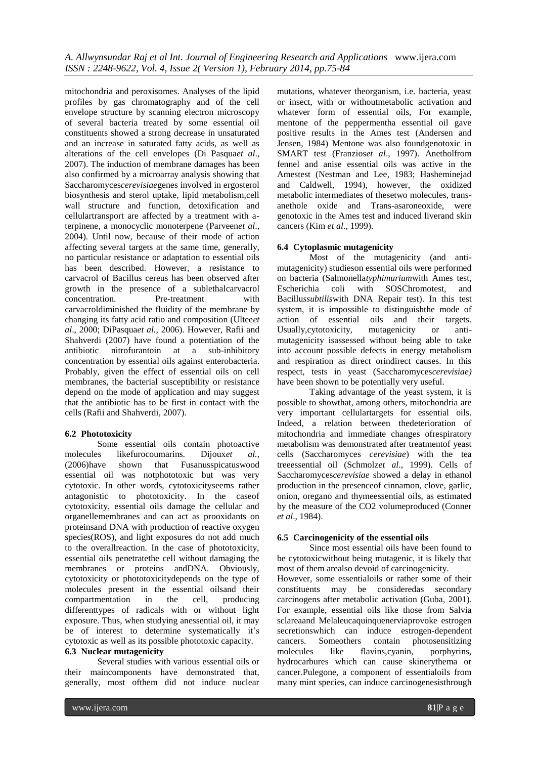mitochondria and peroxisomes. Analyses of the lipid profiles by gas chromatography and of the cell envelope structure by scanning electron microscopy of several bacteria treated by some essential oil constituents showed a strong decrease in unsaturated and an increase in saturated fatty acids, as well as alterations of the cell envelopes (Di Pasqua*et al*., 2007). The induction of membrane damages has been also confirmed by a microarray analysis showing that Saccharomyces*cerevisiae*genes involved in ergosterol biosynthesis and sterol uptake, lipid metabolism,cell wall structure and function, detoxification and cellulartransport are affected by a treatment with a-terpinene, a monocyclic monoterpene (Parveen*et al*., 2004). Until now, because of their mode of action affecting several targets at the same time, generally, no particular resistance or adaptation to essential oils has been described. However, a resistance to carvacrol of Bacillus cereus has been observed after growth in the presence of a sublethalcarvacrol concentration. Pre-treatment with carvacroldiminished the fluidity of the membrane by changing its fatty acid ratio and composition (Ultee*et al*., 2000; DiPasqua*et al.,* 2006). However, Rafii and Shahverdi (2007) have found a potentiation of the antibiotic nitrofurantoin at a sub-inhibitory concentration by essential oils against enterobacteria. Probably, given the effect of essential oils on cell membranes, the bacterial susceptibility or resistance depend on the mode of application and may suggest that the antibiotic has to be first in contact with the cells (Rafii and Shahverdi, 2007).

### 6.2 Phototoxicity

Some essential oils contain photoactive molecules likefurocoumarins. Dijoux*et al.,* (2006)have shown that Fusanusspicatuswood essential oil was notphototoxic but was very cytotoxic. In other words, cytotoxicityseems rather antagonistic to phototoxicity. In the caseof cytotoxicity, essential oils damage the cellular and organellemembranes and can act as prooxidants on proteinsand DNA with production of reactive oxygen species(ROS), and light exposures do not add much to the overallreaction. In the case of phototoxicity, essential oils penetratethe cell without damaging the membranes or proteins andDNA. Obviously, cytotoxicity or phototoxicitydepends on the type of molecules present in the essential oilsand their compartmentation in the cell, producing differenttypes of radicals with or without light exposure. Thus, when studying anessential oil, it may be of interest to determine systematically it's cytotoxic as well as its possible phototoxic capacity.

### 6.3 Nuclear mutagenicity

Several studies with various essential oils or their maincomponents have demonstrated that, generally, most ofthem did not induce nuclear mutations, whatever theorganism, i.e. bacteria, yeast or insect, with or withoutmetabolic activation and whatever form of essential oils, For example, mentone of the peppermentha essential oil gave positive results in the Ames test (Andersen and Jensen, 1984) Mentone was also foundgenotoxic in SMART test (Franzios*et al*., 1997). Anetholfrom fennel and anise essential oils was active in the Amestest (Nestman and Lee, 1983; Hasheminejad and Caldwell, 1994), however, the oxidized metabolic intermediates of thesetwo molecules, trans-anethole oxide and Trans-asaroneoxide, were genotoxic in the Ames test and induced liverand skin cancers (Kim *et al*., 1999).

### 6.4 Cytoplasmic mutagenicity

Most of the mutagenicity (and anti-mutagenicity) studieson essential oils were performed on bacteria (Salmonella*typhimurium*with Ames test, Escherichia coli with SOSChromotest, and Bacillus*subtilis*with DNA Repair test). In this test system, it is impossible to distinguishthe mode of action of essential oils and their targets. Usually,cytotoxicity, mutagenicity or anti-mutagenicity isassessed without being able to take into account possible defects in energy metabolism and respiration as direct orindirect causes. In this respect, tests in yeast (Saccharomyces*cerevisiae)* have been shown to be potentially very useful.

Taking advantage of the yeast system, it is possible to showthat, among others, mitochondria are very important cellulartargets for essential oils. Indeed, a relation between thedeterioration of mitochondria and immediate changes ofrespiratory metabolism was demonstrated after treatmentof yeast cells (Saccharomyces *cerevisiae*) with the tea treeessential oil (Schmolz*et al*., 1999). Cells of Saccharomyces*cerevisiae* showed a delay in ethanol production in the presenceof cinnamon, clove, garlic, onion, oregano and thymeessential oils, as estimated by the measure of the $CO_2$ volumeproduced (Conner *et al*., 1984).

### 6.5 Carcinogenicity of the essential oils

Since most essential oils have been found to be cytotoxicwithout being mutagenic, it is likely that most of them arealso devoid of carcinogenicity.

However, some essentialoils or rather some of their constituents may be consideredas secondary carcinogens after metabolic activation (Guba, 2001). For example, essential oils like those from Salvia sclareaand Melaleucaquinquenerviaprovoke estrogen secretionswhich can induce estrogen-dependent cancers. Someothers contain photosensitizing molecules like flavins,cyanin, porphyrins, hydrocarbures which can cause skinerythema or cancer.Pulegone, a component of essentialoils from many mint species, can induce carcinogenesisthrough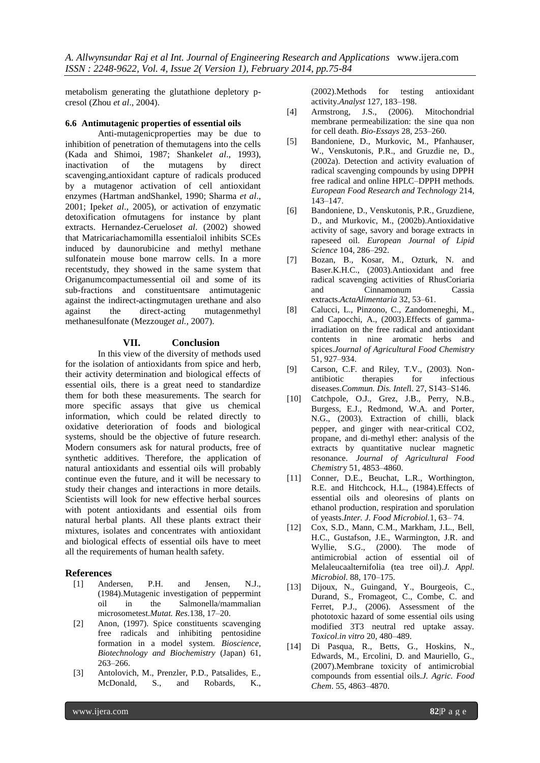metabolism generating the glutathione depletory p-cresol (Zhou *et al*., 2004).

### 6.6 Antimutagenic properties of essential oils

Anti-mutagenicproperties may be due to inhibition of penetration of themutagens into the cells (Kada and Shimoi, 1987; Shankel*et al*., 1993), inactivation of the mutagens by direct scavenging,antioxidant capture of radicals produced by a mutagenor activation of cell antioxidant enzymes (Hartman andShankel, 1990; Sharma *et al*., 2001; Ipek*et al*., 2005), or activation of enzymatic detoxification ofmutagens for instance by plant extracts. Hernandez-Ceruelos*et al*. (2002) showed that Matricariachamomilla essentialoil inhibits SCEs induced by daunorubicine and methyl methane sulfonatein mouse bone marrow cells. In a more recentstudy, they showed in the same system that Origanumcompactumessential oil and some of its sub-fractions and constituentsare antimutagenic against the indirect-actingmutagen urethane and also against the direct-acting mutagenmethyl methanesulfonate (Mezzoug*et al.,* 2007).

## VII. Conclusion

In this view of the diversity of methods used for the isolation of antioxidants from spice and herb, their activity determination and biological effects of essential oils, there is a great need to standardize them for both these measurements. The search for more specific assays that give us chemical information, which could be related directly to oxidative deterioration of foods and biological systems, should be the objective of future research. Modern consumers ask for natural products, free of synthetic additives. Therefore, the application of natural antioxidants and essential oils will probably continue even the future, and it will be necessary to study their changes and interactions in more details. Scientists will look for new effective herbal sources with potent antioxidants and essential oils from natural herbal plants. All these plants extract their mixtures, isolates and concentrates with antioxidant and biological effects of essential oils have to meet all the requirements of human health safety.

## References

[1] Andersen, P.H. and Jensen, N.J., (1984).Mutagenic investigation of peppermint oil in the Salmonella/mammalian microsometest.*Mutat. Res*.138, 17–20.

[2] Anon, (1997). Spice constituents scavenging free radicals and inhibiting pentosidine formation in a model system. *Bioscience, Biotechnology and Biochemistry* (Japan) 61, 263–266.

[3] Antolovich, M., Prenzler, P.D., Patsalides, E., McDonald, S., and Robards, K., (2002).Methods for testing antioxidant activity.*Analyst* 127, 183–198.

[4] Armstrong, J.S., (2006). Mitochondrial membrane permeabilization: the sine qua non for cell death. *Bio-Essays* 28, 253–260.

[5] Bandoniene, D., Murkovic, M., Pfanhauser, W., Venskutonis, P.R., and Gruzdie ne, D., (2002a). Detection and activity evaluation of radical scavenging compounds by using DPPH free radical and online HPLC–DPPH methods*. European Food Research and Technology* 214, 143–147.

[6] Bandoniene, D., Venskutonis, P.R., Gruzdiene, D., and Murkovic, M., (2002b).Antioxidative activity of sage, savory and borage extracts in rapeseed oil. *European Journal of Lipid Science* 104, 286–292.

[7] Bozan, B., Kosar, M., Ozturk, N. and Baser.K.H.C., (2003).Antioxidant and free radical scavenging activities of RhusCoriaria and Cinnamonum Cassia extracts.*ActaAlimentaria* 32, 53–61.

[8] Calucci, L., Pinzono, C., Zandomeneghi, M., and Capocchi, A., (2003).Effects of gamma-irradiation on the free radical and antioxidant contents in nine aromatic herbs and spices.*Journal of Agricultural Food Chemistry* 51, 927–934.

[9] Carson, C.F. and Riley, T.V., (2003). Non-antibiotic therapies for infectious diseases.*Commun. Dis. Intel*l. 27, S143–S146.

[10] Catchpole, O.J., Grez, J.B., Perry, N.B., Burgess, E.J., Redmond, W.A. and Porter, N.G., (2003). Extraction of chilli, black pepper, and ginger with near-critical CO2, propane, and di-methyl ether: analysis of the extracts by quantitative nuclear magnetic resonance. *Journal of Agricultural Food Chemistr*y 51, 4853–4860.

[11] Conner, D.E., Beuchat, L.R., Worthington, R.E. and Hitchcock, H.L., (1984).Effects of essential oils and oleoresins of plants on ethanol production, respiration and sporulation of yeasts.*Inter. J. Food Microbiol.*1, 63– 74.

[12] Cox, S.D., Mann, C.M., Markham, J.L., Bell, H.C., Gustafson, J.E., Warmington, J.R. and Wyllie, S.G., (2000). The mode of antimicrobial action of essential oil of Melaleucaalternifolia (tea tree oil).*J. Appl. Microbiol*. 88, 170–175.

[13] Dijoux, N., Guingand, Y., Bourgeois, C., Durand, S., Fromageot, C., Combe, C. and Ferret, P.J., (2006). Assessment of the phototoxic hazard of some essential oils using modified 3T3 neutral red uptake assay. *Toxicol.in vitro* 20, 480–489.

[14] Di Pasqua, R., Betts, G., Hoskins, N., Edwards, M., Ercolini, D. and Mauriello, G., (2007).Membrane toxicity of antimicrobial compounds from essential oils.*J. Agric. Food Chem*. 55, 4863–4870.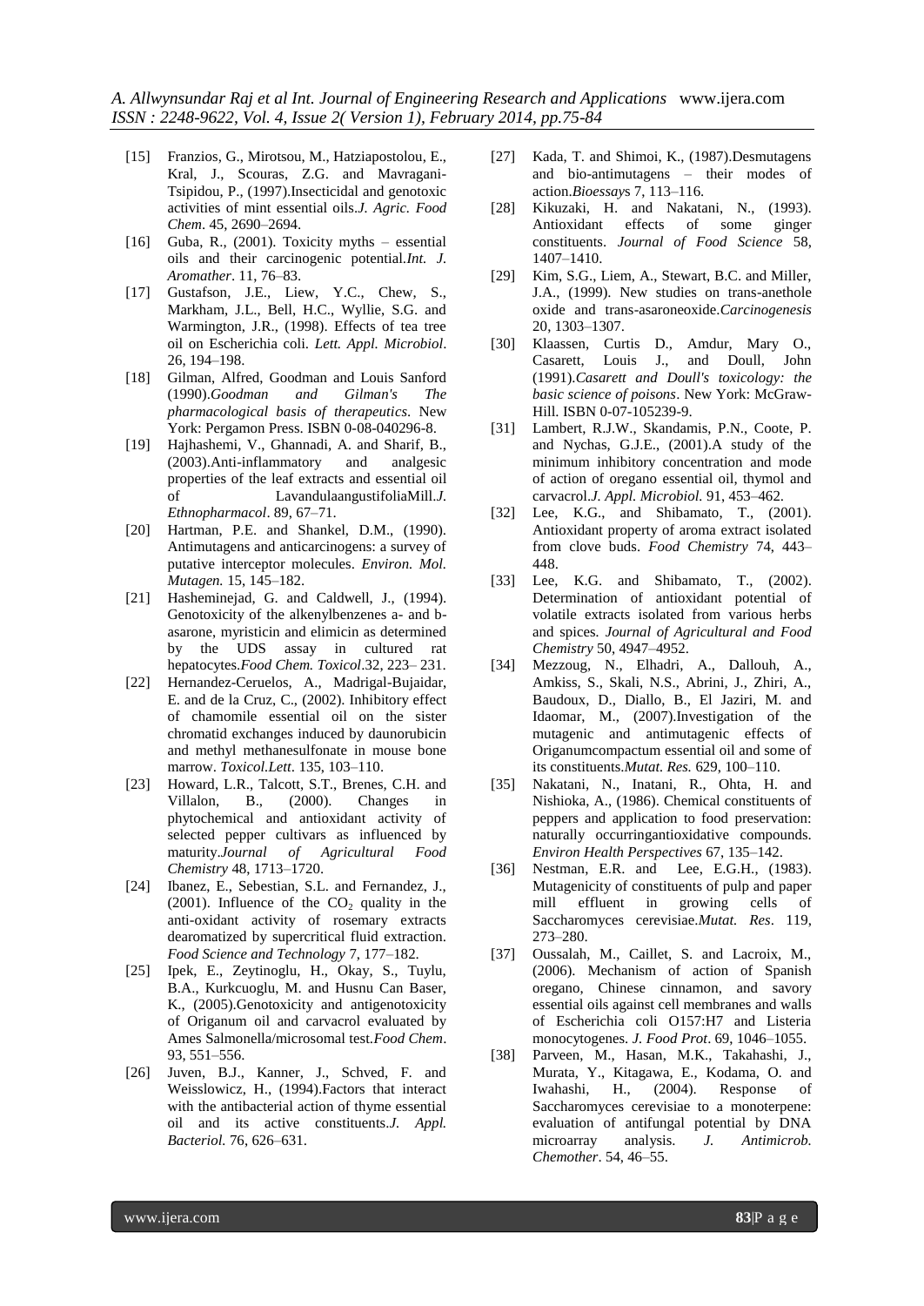[15] Franzios, G., Mirotsou, M., Hatziapostolou, E., Kral, J., Scouras, Z.G. and Mavragani-Tsipidou, P., (1997).Insecticidal and genotoxic activities of mint essential oils.*J. Agric. Food Chem*. 45, 2690–2694.

[16] Guba, R., (2001). Toxicity myths – essential oils and their carcinogenic potential.*Int. J. Aromather*. 11, 76–83.

[17] Gustafson, J.E., Liew, Y.C., Chew, S., Markham, J.L., Bell, H.C., Wyllie, S.G. and Warmington, J.R., (1998). Effects of tea tree oil on Escherichia coli. *Lett. Appl. Microbiol*. 26, 194–198.

[18] Gilman, Alfred, Goodman and Louis Sanford (1990).*Goodman and Gilman's The pharmacological basis of therapeutics*. New York: Pergamon Press. ISBN 0-08-040296-8.

[19] Hajhashemi, V., Ghannadi, A. and Sharif, B., (2003).Anti-inflammatory and analgesic properties of the leaf extracts and essential oil of LavandulaangustifoliaMill.*J. Ethnopharmacol*. 89, 67–71.

[20] Hartman, P.E. and Shankel, D.M., (1990). Antimutagens and anticarcinogens: a survey of putative interceptor molecules. *Environ. Mol. Mutagen.* 15, 145–182.

[21] Hasheminejad, G. and Caldwell, J., (1994). Genotoxicity of the alkenylbenzenes a- and b-asarone, myristicin and elimicin as determined by the UDS assay in cultured rat hepatocytes.*Food Chem. Toxicol*.32, 223– 231.

[22] Hernandez-Ceruelos, A., Madrigal-Bujaidar, E. and de la Cruz, C., (2002). Inhibitory effect of chamomile essential oil on the sister chromatid exchanges induced by daunorubicin and methyl methanesulfonate in mouse bone marrow. *Toxicol.Lett*. 135, 103–110.

[23] Howard, L.R., Talcott, S.T., Brenes, C.H. and Villalon, B., (2000). Changes in phytochemical and antioxidant activity of selected pepper cultivars as influenced by maturity.*Journal of Agricultural Food Chemistry* 48, 1713–1720.

[24] Ibanez, E., Sebestian, S.L. and Fernandez, J., (2001). Influence of the $CO_2$ quality in the anti-oxidant activity of rosemary extracts dearomatized by supercritical fluid extraction. *Food Science and Technology* 7, 177–182.

[25] Ipek, E., Zeytinoglu, H., Okay, S., Tuylu, B.A., Kurkcuoglu, M. and Husnu Can Baser, K., (2005).Genotoxicity and antigenotoxicity of Origanum oil and carvacrol evaluated by Ames Salmonella/microsomal test.*Food Chem*. 93, 551–556.

[26] Juven, B.J., Kanner, J., Schved, F. and Weisslowicz, H., (1994).Factors that interact with the antibacterial action of thyme essential oil and its active constituents.*J. Appl. Bacteriol.* 76, 626–631.

[27] Kada, T. and Shimoi, K., (1987).Desmutagens and bio-antimutagens – their modes of action.*Bioessays* 7, 113–116.

[28] Kikuzaki, H. and Nakatani, N., (1993). Antioxidant effects of some ginger constituents. *Journal of Food Science* 58, 1407–1410.

[29] Kim, S.G., Liem, A., Stewart, B.C. and Miller, J.A., (1999). New studies on trans-anethole oxide and trans-asaroneoxide.*Carcinogenesis* 20, 1303–1307.

[30] Klaassen, Curtis D., Amdur, Mary O., Casarett, Louis J., and Doull, John (1991).*Casarett and Doull's toxicology: the basic science of poisons*. New York: McGraw-Hill. ISBN 0-07-105239-9.

[31] Lambert, R.J.W., Skandamis, P.N., Coote, P. and Nychas, G.J.E., (2001).A study of the minimum inhibitory concentration and mode of action of oregano essential oil, thymol and carvacrol.*J. Appl. Microbiol.* 91, 453–462.

[32] Lee, K.G., and Shibamato, T., (2001). Antioxidant property of aroma extract isolated from clove buds. *Food Chemistry* 74, 443–448.

[33] Lee, K.G. and Shibamato, T., (2002). Determination of antioxidant potential of volatile extracts isolated from various herbs and spices. *Journal of Agricultural and Food Chemistry* 50, 4947–4952.

[34] Mezzoug, N., Elhadri, A., Dallouh, A., Amkiss, S., Skali, N.S., Abrini, J., Zhiri, A., Baudoux, D., Diallo, B., El Jaziri, M. and Idaomar, M., (2007).Investigation of the mutagenic and antimutagenic effects of Origanumcompactum essential oil and some of its constituents.*Mutat. Res.* 629, 100–110.

[35] Nakatani, N., Inatani, R., Ohta, H. and Nishioka, A., (1986). Chemical constituents of peppers and application to food preservation: naturally occurringantioxidative compounds. *Environ Health Perspectives* 67, 135–142.

[36] Nestman, E.R. and Lee, E.G.H., (1983). Mutagenicity of constituents of pulp and paper mill effluent in growing cells of Saccharomyces cerevisiae.*Mutat. Res*. 119, 273–280.

[37] Oussalah, M., Caillet, S. and Lacroix, M., (2006). Mechanism of action of Spanish oregano, Chinese cinnamon, and savory essential oils against cell membranes and walls of Escherichia coli O157:H7 and Listeria monocytogenes. *J. Food Prot*. 69, 1046–1055.

[38] Parveen, M., Hasan, M.K., Takahashi, J., Murata, Y., Kitagawa, E., Kodama, O. and Iwahashi, H., (2004). Response of Saccharomyces cerevisiae to a monoterpene: evaluation of antifungal potential by DNA microarray analysis. *J. Antimicrob. Chemother*. 54, 46–55.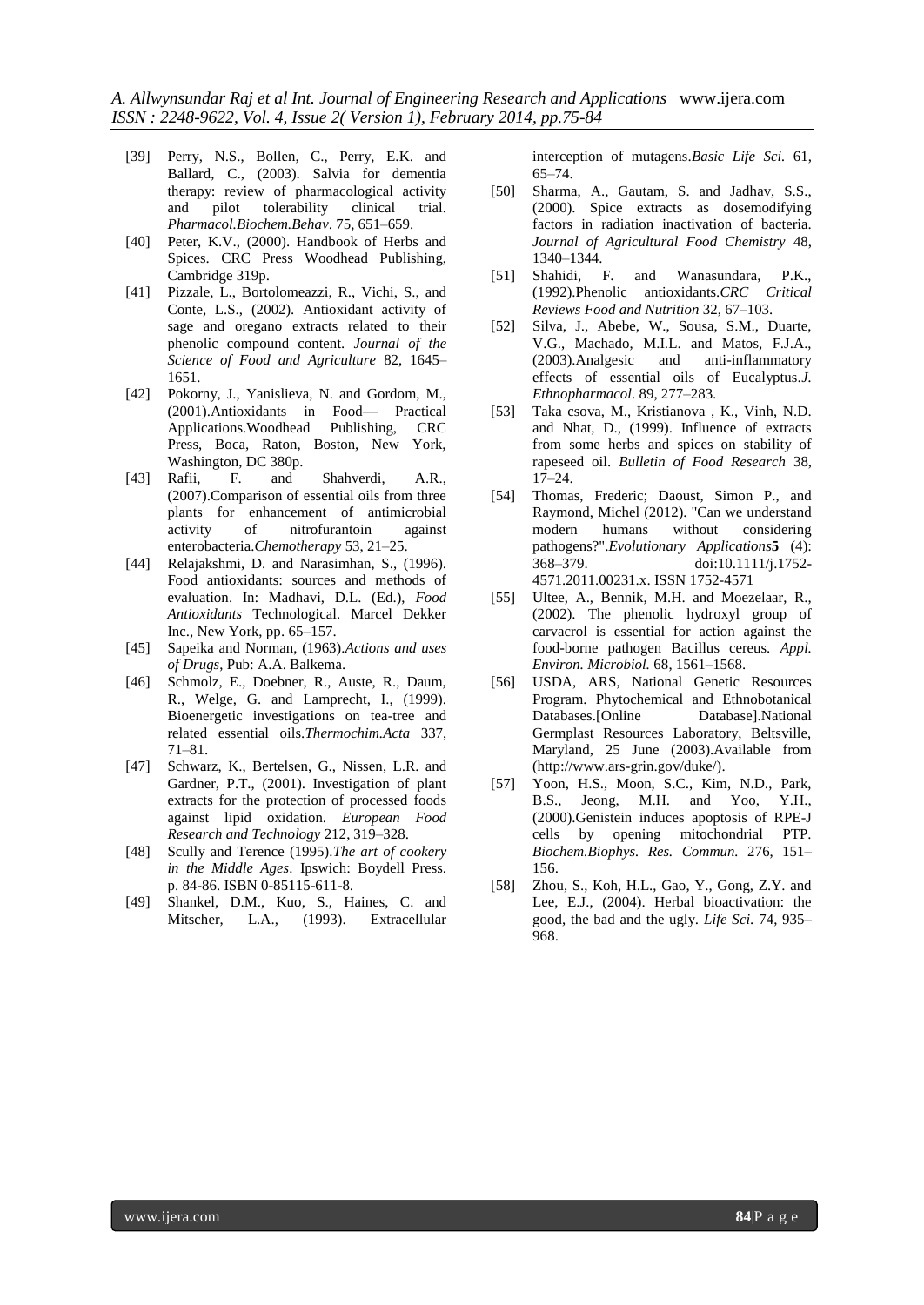[39] Perry, N.S., Bollen, C., Perry, E.K. and Ballard, C., (2003). Salvia for dementia therapy: review of pharmacological activity and pilot tolerability clinical trial. *Pharmacol.Biochem.Behav*. 75, 651–659.

[40] Peter, K.V., (2000). Handbook of Herbs and Spices. CRC Press Woodhead Publishing, Cambridge 319p.

[41] Pizzale, L., Bortolomeazzi, R., Vichi, S., and Conte, L.S., (2002). Antioxidant activity of sage and oregano extracts related to their phenolic compound content. *Journal of the Science of Food and Agriculture* 82, 1645–1651.

[42] Pokorny, J., Yanislieva, N. and Gordom, M., (2001).Antioxidants in Food— Practical Applications.Woodhead Publishing, CRC Press, Boca, Raton, Boston, New York, Washington, DC 380p.

[43] Rafii, F. and Shahverdi, A.R., (2007).Comparison of essential oils from three plants for enhancement of antimicrobial activity of nitrofurantoin against enterobacteria.*Chemotherapy* 53, 21–25.

[44] Relajakshmi, D. and Narasimhan, S., (1996). Food antioxidants: sources and methods of evaluation. In: Madhavi, D.L. (Ed.), *Food Antioxidants* Technological. Marcel Dekker Inc., New York, pp. 65–157.

[45] Sapeika and Norman, (1963).*Actions and uses of Drugs*, Pub: A.A. Balkema.

[46] Schmolz, E., Doebner, R., Auste, R., Daum, R., Welge, G. and Lamprecht, I., (1999). Bioenergetic investigations on tea-tree and related essential oils.*Thermochim.Acta* 337, 71–81.

[47] Schwarz, K., Bertelsen, G., Nissen, L.R. and Gardner, P.T., (2001). Investigation of plant extracts for the protection of processed foods against lipid oxidation. *European Food Research and Technology* 212, 319–328.

[48] Scully and Terence (1995).*The art of cookery in the Middle Ages*. Ipswich: Boydell Press. p. 84-86. ISBN 0-85115-611-8.

[49] Shankel, D.M., Kuo, S., Haines, C. and Mitscher, L.A., (1993). Extracellular interception of mutagens.*Basic Life Sci.* 61, 65–74.

[50] Sharma, A., Gautam, S. and Jadhav, S.S., (2000). Spice extracts as dosemodifying factors in radiation inactivation of bacteria. *Journal of Agricultural Food Chemistry* 48, 1340–1344.

[51] Shahidi, F. and Wanasundara, P.K., (1992).Phenolic antioxidants.*CRC Critical Reviews Food and Nutrition* 32, 67–103.

[52] Silva, J., Abebe, W., Sousa, S.M., Duarte, V.G., Machado, M.I.L. and Matos, F.J.A., (2003).Analgesic and anti-inflammatory effects of essential oils of Eucalyptus.*J. Ethnopharmacol*. 89, 277–283.

[53] Taka csova, M., Kristianova , K., Vinh, N.D. and Nhat, D., (1999). Influence of extracts from some herbs and spices on stability of rapeseed oil. *Bulletin of Food Research* 38, 17–24.

[54] Thomas, Frederic; Daoust, Simon P., and Raymond, Michel (2012). "Can we understand modern humans without considering pathogens?".*Evolutionary Applications***5** (4): 368–379. doi:10.1111/j.1752-4571.2011.00231.x. ISSN 1752-4571

[55] Ultee, A., Bennik, M.H. and Moezelaar, R., (2002). The phenolic hydroxyl group of carvacrol is essential for action against the food-borne pathogen Bacillus cereus. *Appl. Environ. Microbiol.* 68, 1561–1568.

[56] USDA, ARS, National Genetic Resources Program. Phytochemical and Ethnobotanical Databases.[Online Database].National Germplast Resources Laboratory, Beltsville, Maryland, 25 June (2003).Available from (http://www.ars-grin.gov/duke/).

[57] Yoon, H.S., Moon, S.C., Kim, N.D., Park, B.S., Jeong, M.H. and Yoo, Y.H., (2000).Genistein induces apoptosis of RPE-J cells by opening mitochondrial PTP. *Biochem.Biophys. Res. Commun.* 276, 151–156.

[58] Zhou, S., Koh, H.L., Gao, Y., Gong, Z.Y. and Lee, E.J., (2004). Herbal bioactivation: the good, the bad and the ugly. *Life Sci.* 74, 935–968.